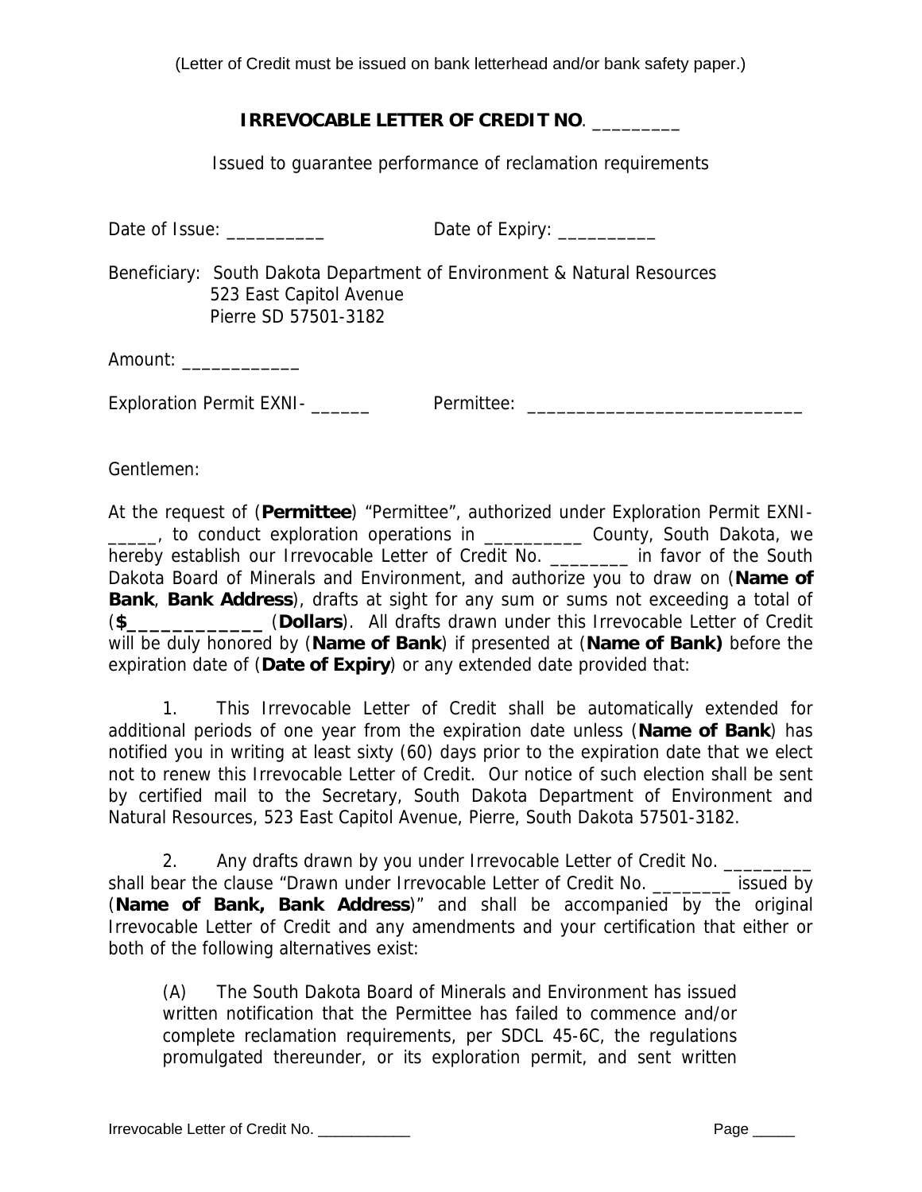(Letter of Credit must be issued on bank letterhead and/or bank safety paper.)

# IRREVOCABLE LETTER OF CREDIT NO. _________

Issued to guarantee performance of reclamation requirements

Date of Issue: __________ Date of Expiry: __________

Beneficiary: South Dakota Department of Environment & Natural Resources
523 East Capitol Avenue
Pierre SD 57501-3182

Amount: ____________

Exploration Permit EXNI- ______ Permittee: ____________________________

Gentlemen:

At the request of (**Permittee**) "Permittee", authorized under Exploration Permit EXNI-_____, to conduct exploration operations in __________ County, South Dakota, we hereby establish our Irrevocable Letter of Credit No. ________ in favor of the South Dakota Board of Minerals and Environment, and authorize you to draw on (**Name of Bank**, **Bank Address**), drafts at sight for any sum or sums not exceeding a total of (**$____________** (**Dollars**). All drafts drawn under this Irrevocable Letter of Credit will be duly honored by (**Name of Bank**) if presented at (**Name of Bank)** before the expiration date of (**Date of Expiry**) or any extended date provided that:

1. This Irrevocable Letter of Credit shall be automatically extended for additional periods of one year from the expiration date unless (**Name of Bank**) has notified you in writing at least sixty (60) days prior to the expiration date that we elect not to renew this Irrevocable Letter of Credit. Our notice of such election shall be sent by certified mail to the Secretary, South Dakota Department of Environment and Natural Resources, 523 East Capitol Avenue, Pierre, South Dakota 57501-3182.

2. Any drafts drawn by you under Irrevocable Letter of Credit No. _________ shall bear the clause "Drawn under Irrevocable Letter of Credit No. ________ issued by (**Name of Bank, Bank Address**)" and shall be accompanied by the original Irrevocable Letter of Credit and any amendments and your certification that either or both of the following alternatives exist:

   (A) The South Dakota Board of Minerals and Environment has issued written notification that the Permittee has failed to commence and/or complete reclamation requirements, per SDCL 45-6C, the regulations promulgated thereunder, or its exploration permit, and sent written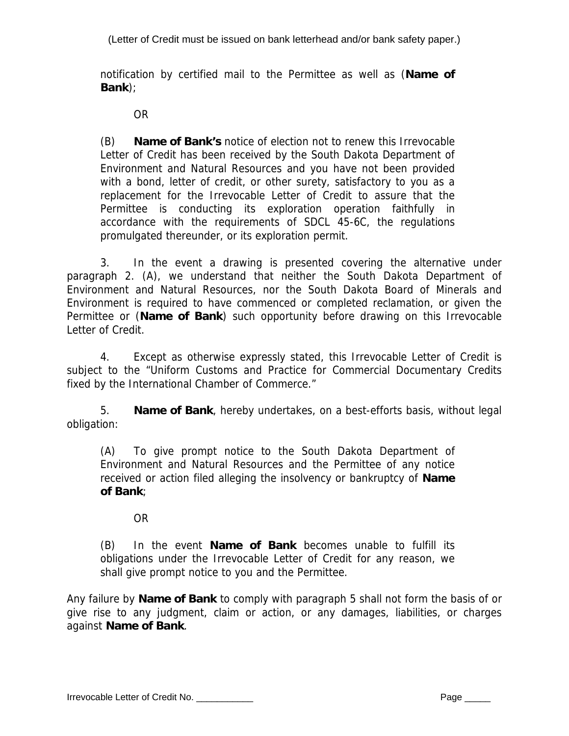notification by certified mail to the Permittee as well as (**Name of Bank**);

OR

(B) **Name of Bank's** notice of election not to renew this Irrevocable Letter of Credit has been received by the South Dakota Department of Environment and Natural Resources and you have not been provided with a bond, letter of credit, or other surety, satisfactory to you as a replacement for the Irrevocable Letter of Credit to assure that the Permittee is conducting its exploration operation faithfully in accordance with the requirements of SDCL 45-6C, the regulations promulgated thereunder, or its exploration permit.

3. In the event a drawing is presented covering the alternative under paragraph 2. (A), we understand that neither the South Dakota Department of Environment and Natural Resources, nor the South Dakota Board of Minerals and Environment is required to have commenced or completed reclamation, or given the Permittee or (**Name of Bank**) such opportunity before drawing on this Irrevocable Letter of Credit.

4. Except as otherwise expressly stated, this Irrevocable Letter of Credit is subject to the "Uniform Customs and Practice for Commercial Documentary Credits fixed by the International Chamber of Commerce."

5. **Name of Bank**, hereby undertakes, on a best-efforts basis, without legal obligation:

(A) To give prompt notice to the South Dakota Department of Environment and Natural Resources and the Permittee of any notice received or action filed alleging the insolvency or bankruptcy of **Name of Bank**;

OR

(B) In the event **Name of Bank** becomes unable to fulfill its obligations under the Irrevocable Letter of Credit for any reason, we shall give prompt notice to you and the Permittee.

Any failure by **Name of Bank** to comply with paragraph 5 shall not form the basis of or give rise to any judgment, claim or action, or any damages, liabilities, or charges against **Name of Bank**.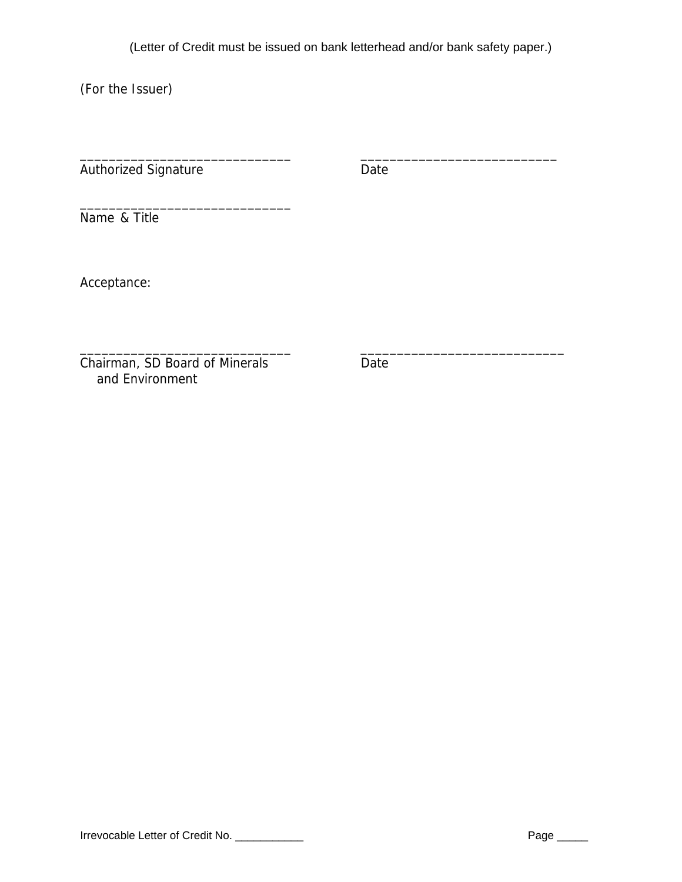(Letter of Credit must be issued on bank letterhead and/or bank safety paper.)

(For the Issuer)

______________________________ ____________________________
Authorized Signature Date

______________________________
Name & Title

Acceptance:

______________________________ ____________________________
Chairman, SD Board of Minerals and Environment Date

Irrevocable Letter of Credit No. ___________ Page _____